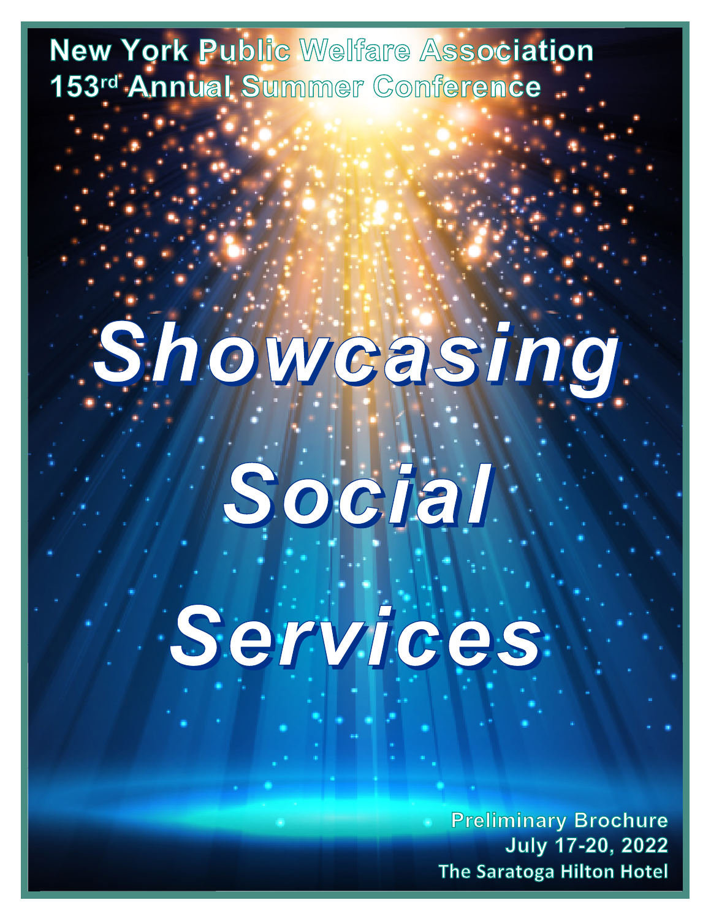New York Public Welfare Association
153rd Annual Summer Conference

# *Showcasing Social Services*

**Preliminary Brochure**
**July 17-20, 2022**
**The Saratoga Hilton Hotel**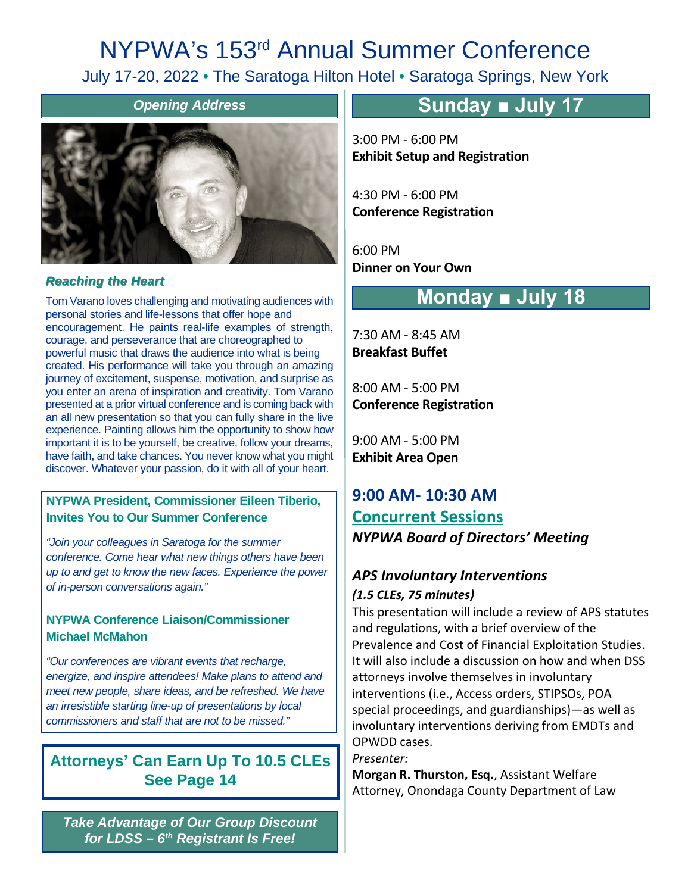# NYPWA's 153rd Annual Summer Conference

July 17-20, 2022 • The Saratoga Hilton Hotel • Saratoga Springs, New York

## *Opening Address*

***Reaching the Heart***

Tom Varano loves challenging and motivating audiences with personal stories and life-lessons that offer hope and encouragement. He paints real-life examples of strength, courage, and perseverance that are choreographed to powerful music that draws the audience into what is being created. His performance will take you through an amazing journey of excitement, suspense, motivation, and surprise as you enter an arena of inspiration and creativity. Tom Varano presented at a prior virtual conference and is coming back with an all new presentation so that you can fully share in the live experience. Painting allows him the opportunity to show how important it is to be yourself, be creative, follow your dreams, have faith, and take chances. You never know what you might discover. Whatever your passion, do it with all of your heart.

**NYPWA President, Commissioner Eileen Tiberio, Invites You to Our Summer Conference**

*"Join your colleagues in Saratoga for the summer conference. Come hear what new things others have been up to and get to know the new faces. Experience the power of in-person conversations again."*

**NYPWA Conference Liaison/Commissioner Michael McMahon**

*"Our conferences are vibrant events that recharge, energize, and inspire attendees! Make plans to attend and meet new people, share ideas, and be refreshed. We have an irresistible starting line-up of presentations by local commissioners and staff that are not to be missed."*

**Attorneys' Can Earn Up To 10.5 CLEs**
**See Page 14**

***Take Advantage of Our Group Discount for LDSS – 6th Registrant Is Free!***

## Sunday ■ July 17

3:00 PM - 6:00 PM
**Exhibit Setup and Registration**

4:30 PM - 6:00 PM
**Conference Registration**

6:00 PM
**Dinner on Your Own**

## Monday ■ July 18

7:30 AM - 8:45 AM
**Breakfast Buffet**

8:00 AM - 5:00 PM
**Conference Registration**

9:00 AM - 5:00 PM
**Exhibit Area Open**

### 9:00 AM- 10:30 AM
### Concurrent Sessions

***NYPWA Board of Directors' Meeting***

***APS Involuntary Interventions***
***(1.5 CLEs, 75 minutes)***

This presentation will include a review of APS statutes and regulations, with a brief overview of the Prevalence and Cost of Financial Exploitation Studies. It will also include a discussion on how and when DSS attorneys involve themselves in involuntary interventions (i.e., Access orders, STIPSOs, POA special proceedings, and guardianships)—as well as involuntary interventions deriving from EMDTs and OPWDD cases.

*Presenter:*
**Morgan R. Thurston, Esq.**, Assistant Welfare Attorney, Onondaga County Department of Law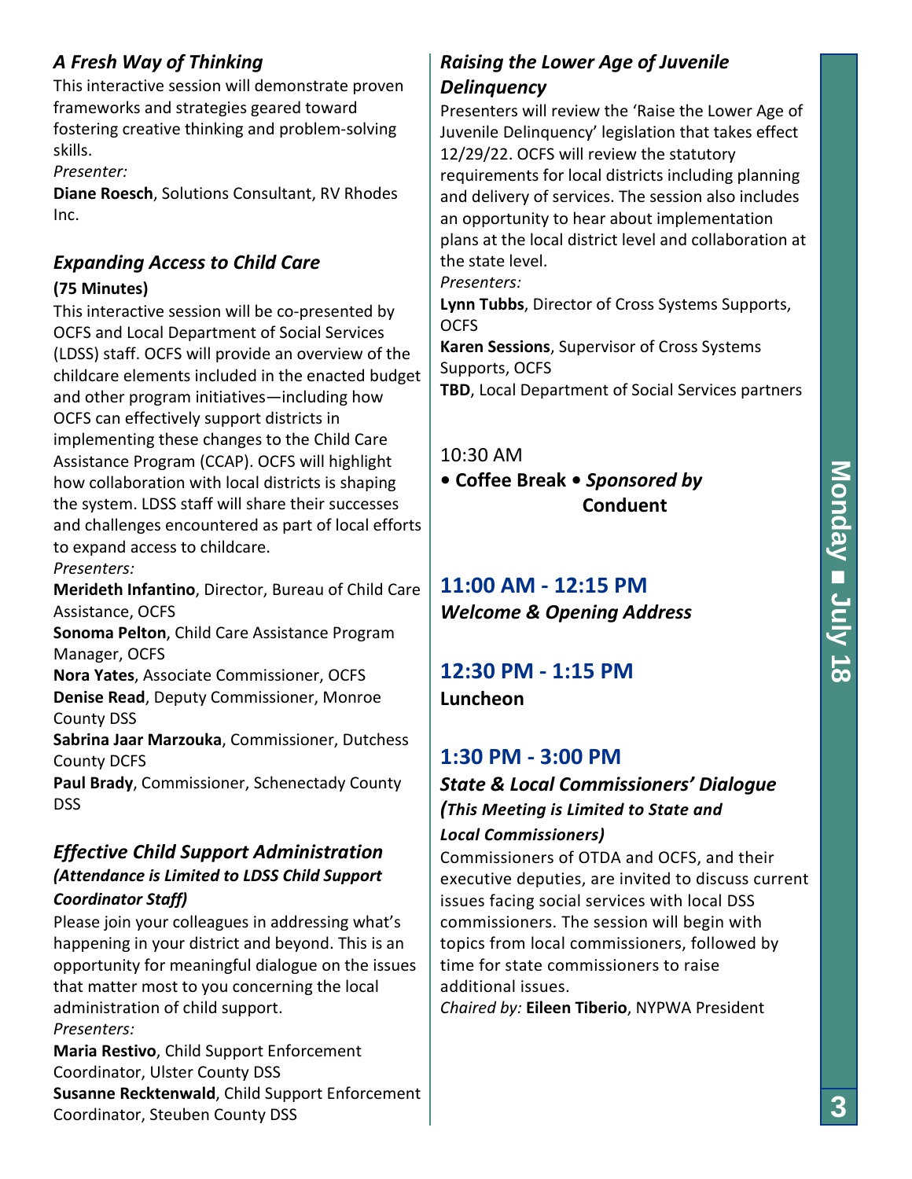### *A Fresh Way of Thinking*

This interactive session will demonstrate proven frameworks and strategies geared toward fostering creative thinking and problem-solving skills.

*Presenter:*

**Diane Roesch**, Solutions Consultant, RV Rhodes Inc.

### *Expanding Access to Child Care*

**(75 Minutes)**

This interactive session will be co-presented by OCFS and Local Department of Social Services (LDSS) staff. OCFS will provide an overview of the childcare elements included in the enacted budget and other program initiatives—including how OCFS can effectively support districts in implementing these changes to the Child Care Assistance Program (CCAP). OCFS will highlight how collaboration with local districts is shaping the system. LDSS staff will share their successes and challenges encountered as part of local efforts to expand access to childcare.

*Presenters:*

**Merideth Infantino**, Director, Bureau of Child Care Assistance, OCFS
**Sonoma Pelton**, Child Care Assistance Program Manager, OCFS
**Nora Yates**, Associate Commissioner, OCFS
**Denise Read**, Deputy Commissioner, Monroe County DSS
**Sabrina Jaar Marzouka**, Commissioner, Dutchess County DCFS
**Paul Brady**, Commissioner, Schenectady County DSS

### *Effective Child Support Administration*

***(Attendance is Limited to LDSS Child Support Coordinator Staff)***

Please join your colleagues in addressing what's happening in your district and beyond. This is an opportunity for meaningful dialogue on the issues that matter most to you concerning the local administration of child support.

*Presenters:*

**Maria Restivo**, Child Support Enforcement Coordinator, Ulster County DSS
**Susanne Recktenwald**, Child Support Enforcement Coordinator, Steuben County DSS

### *Raising the Lower Age of Juvenile Delinquency*

Presenters will review the 'Raise the Lower Age of Juvenile Delinquency' legislation that takes effect 12/29/22. OCFS will review the statutory requirements for local districts including planning and delivery of services. The session also includes an opportunity to hear about implementation plans at the local district level and collaboration at the state level.

*Presenters:*

**Lynn Tubbs**, Director of Cross Systems Supports, OCFS
**Karen Sessions**, Supervisor of Cross Systems Supports, OCFS
**TBD**, Local Department of Social Services partners

10:30 AM

**• Coffee Break •** ***Sponsored by* Conduent**

## 11:00 AM - 12:15 PM

### *Welcome & Opening Address*

## 12:30 PM - 1:15 PM

**Luncheon**

## 1:30 PM - 3:00 PM

### *State & Local Commissioners' Dialogue*

***(This Meeting is Limited to State and Local Commissioners)***

Commissioners of OTDA and OCFS, and their executive deputies, are invited to discuss current issues facing social services with local DSS commissioners. The session will begin with topics from local commissioners, followed by time for state commissioners to raise additional issues.

*Chaired by:* **Eileen Tiberio**, NYPWA President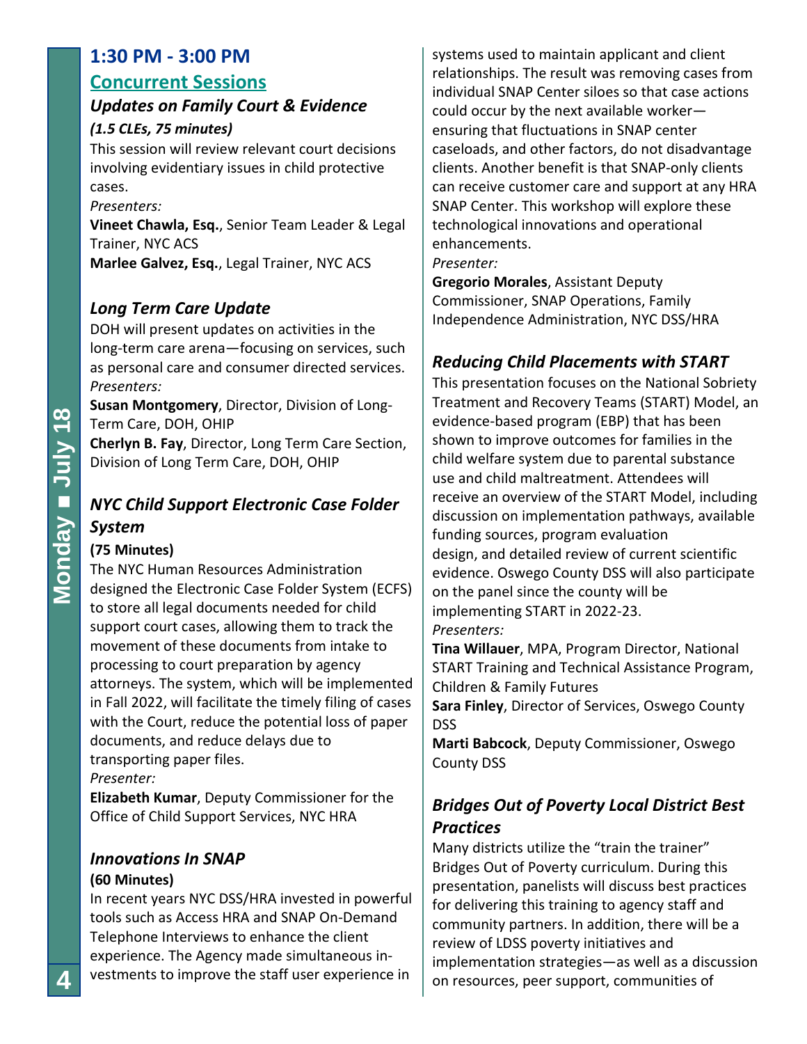## 1:30 PM - 3:00 PM

## Concurrent Sessions

### *Updates on Family Court & Evidence*

***(1.5 CLEs, 75 minutes)***

This session will review relevant court decisions involving evidentiary issues in child protective cases.

*Presenters:*

**Vineet Chawla, Esq.**, Senior Team Leader & Legal Trainer, NYC ACS

**Marlee Galvez, Esq.**, Legal Trainer, NYC ACS

### *Long Term Care Update*

DOH will present updates on activities in the long-term care arena—focusing on services, such as personal care and consumer directed services.

*Presenters:*

**Susan Montgomery**, Director, Division of Long-Term Care, DOH, OHIP

**Cherlyn B. Fay**, Director, Long Term Care Section, Division of Long Term Care, DOH, OHIP

### *NYC Child Support Electronic Case Folder System*

**(75 Minutes)**

The NYC Human Resources Administration designed the Electronic Case Folder System (ECFS) to store all legal documents needed for child support court cases, allowing them to track the movement of these documents from intake to processing to court preparation by agency attorneys. The system, which will be implemented in Fall 2022, will facilitate the timely filing of cases with the Court, reduce the potential loss of paper documents, and reduce delays due to transporting paper files.

*Presenter:*

**Elizabeth Kumar**, Deputy Commissioner for the Office of Child Support Services, NYC HRA

### *Innovations In SNAP*

**(60 Minutes)**

In recent years NYC DSS/HRA invested in powerful tools such as Access HRA and SNAP On-Demand Telephone Interviews to enhance the client experience. The Agency made simultaneous investments to improve the staff user experience in systems used to maintain applicant and client relationships. The result was removing cases from individual SNAP Center siloes so that case actions could occur by the next available worker—ensuring that fluctuations in SNAP center caseloads, and other factors, do not disadvantage clients. Another benefit is that SNAP-only clients can receive customer care and support at any HRA SNAP Center. This workshop will explore these technological innovations and operational enhancements.

*Presenter:*

**Gregorio Morales**, Assistant Deputy Commissioner, SNAP Operations, Family Independence Administration, NYC DSS/HRA

### *Reducing Child Placements with START*

This presentation focuses on the National Sobriety Treatment and Recovery Teams (START) Model, an evidence-based program (EBP) that has been shown to improve outcomes for families in the child welfare system due to parental substance use and child maltreatment. Attendees will receive an overview of the START Model, including discussion on implementation pathways, available funding sources, program evaluation design, and detailed review of current scientific evidence. Oswego County DSS will also participate on the panel since the county will be implementing START in 2022-23.

*Presenters:*

**Tina Willauer**, MPA, Program Director, National START Training and Technical Assistance Program, Children & Family Futures

**Sara Finley**, Director of Services, Oswego County DSS

**Marti Babcock**, Deputy Commissioner, Oswego County DSS

### *Bridges Out of Poverty Local District Best Practices*

Many districts utilize the "train the trainer" Bridges Out of Poverty curriculum. During this presentation, panelists will discuss best practices for delivering this training to agency staff and community partners. In addition, there will be a review of LDSS poverty initiatives and implementation strategies—as well as a discussion on resources, peer support, communities of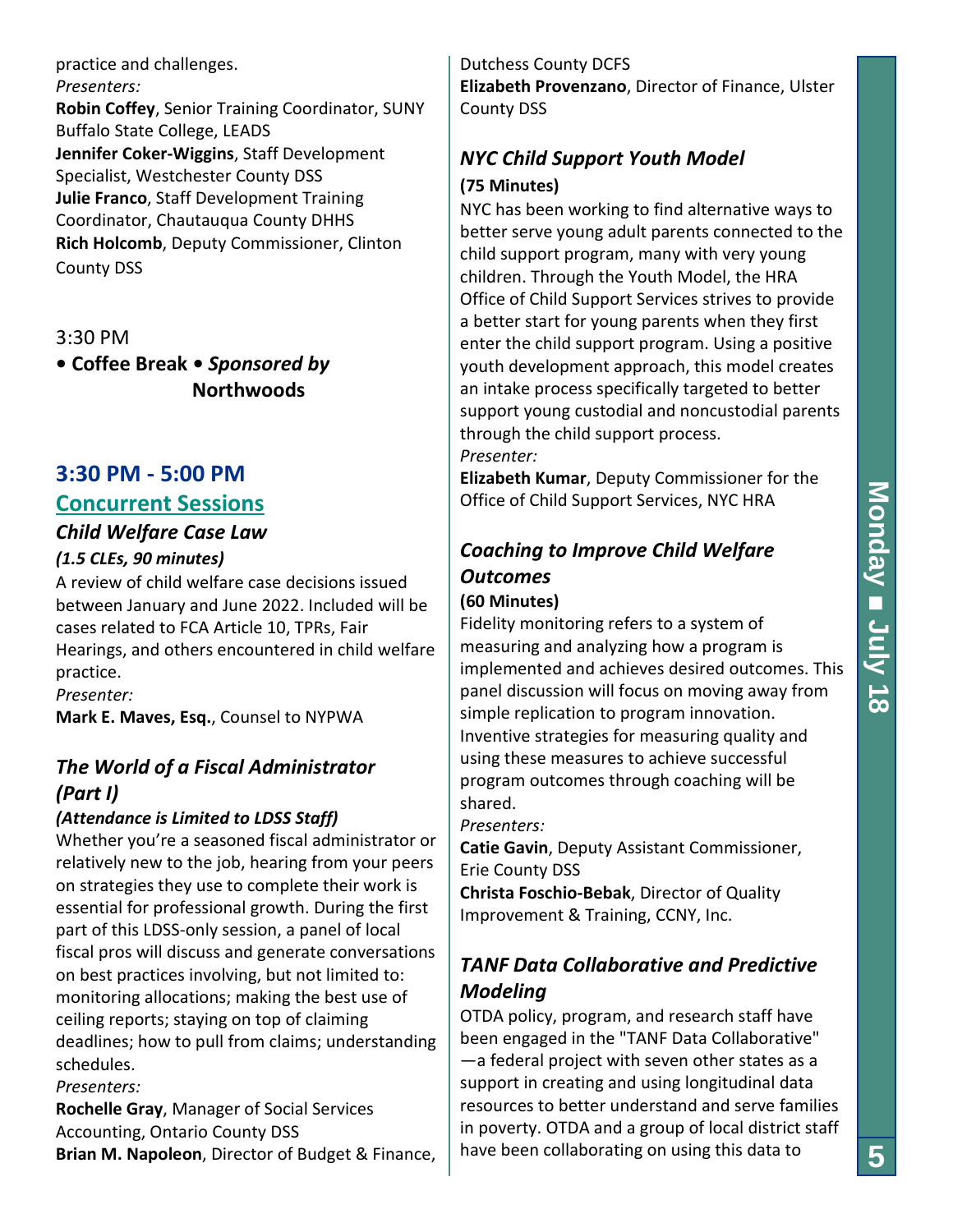practice and challenges.
*Presenters:*
**Robin Coffey**, Senior Training Coordinator, SUNY Buffalo State College, LEADS
**Jennifer Coker-Wiggins**, Staff Development Specialist, Westchester County DSS
**Julie Franco**, Staff Development Training Coordinator, Chautauqua County DHHS
**Rich Holcomb**, Deputy Commissioner, Clinton County DSS

3:30 PM

**• Coffee Break •** ***Sponsored by* Northwoods**

## 3:30 PM - 5:00 PM

## Concurrent Sessions

### *Child Welfare Case Law*

***(1.5 CLEs, 90 minutes)***

A review of child welfare case decisions issued between January and June 2022. Included will be cases related to FCA Article 10, TPRs, Fair Hearings, and others encountered in child welfare practice.
*Presenter:*
**Mark E. Maves, Esq.**, Counsel to NYPWA

### *The World of a Fiscal Administrator (Part I)*

***(Attendance is Limited to LDSS Staff)***

Whether you're a seasoned fiscal administrator or relatively new to the job, hearing from your peers on strategies they use to complete their work is essential for professional growth. During the first part of this LDSS-only session, a panel of local fiscal pros will discuss and generate conversations on best practices involving, but not limited to: monitoring allocations; making the best use of ceiling reports; staying on top of claiming deadlines; how to pull from claims; understanding schedules.
*Presenters:*
**Rochelle Gray**, Manager of Social Services Accounting, Ontario County DSS
**Brian M. Napoleon**, Director of Budget & Finance, Dutchess County DCFS
**Elizabeth Provenzano**, Director of Finance, Ulster County DSS

### *NYC Child Support Youth Model*

**(75 Minutes)**

NYC has been working to find alternative ways to better serve young adult parents connected to the child support program, many with very young children. Through the Youth Model, the HRA Office of Child Support Services strives to provide a better start for young parents when they first enter the child support program. Using a positive youth development approach, this model creates an intake process specifically targeted to better support young custodial and noncustodial parents through the child support process.
*Presenter:*
**Elizabeth Kumar**, Deputy Commissioner for the Office of Child Support Services, NYC HRA

### *Coaching to Improve Child Welfare Outcomes*

**(60 Minutes)**

Fidelity monitoring refers to a system of measuring and analyzing how a program is implemented and achieves desired outcomes. This panel discussion will focus on moving away from simple replication to program innovation. Inventive strategies for measuring quality and using these measures to achieve successful program outcomes through coaching will be shared.
*Presenters:*
**Catie Gavin**, Deputy Assistant Commissioner, Erie County DSS
**Christa Foschio-Bebak**, Director of Quality Improvement & Training, CCNY, Inc.

### *TANF Data Collaborative and Predictive Modeling*

OTDA policy, program, and research staff have been engaged in the "TANF Data Collaborative"—a federal project with seven other states as a support in creating and using longitudinal data resources to better understand and serve families in poverty. OTDA and a group of local district staff have been collaborating on using this data to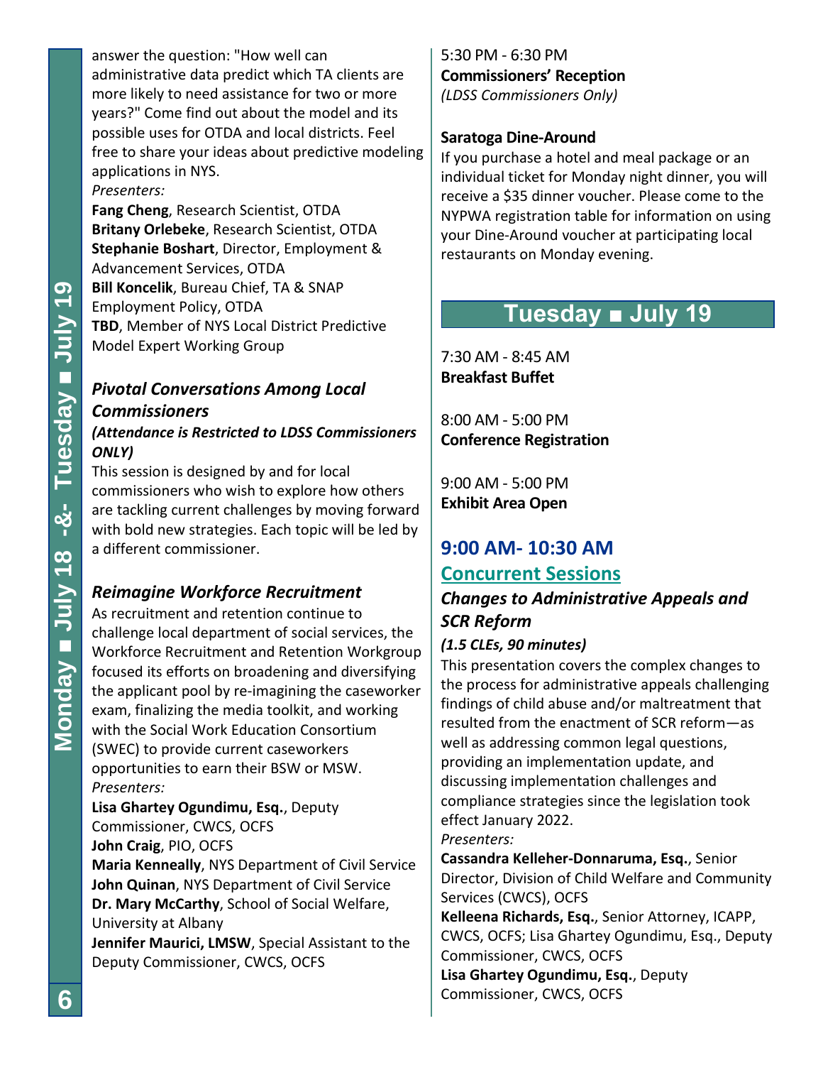answer the question: "How well can administrative data predict which TA clients are more likely to need assistance for two or more years?" Come find out about the model and its possible uses for OTDA and local districts. Feel free to share your ideas about predictive modeling applications in NYS.

*Presenters:*

**Fang Cheng**, Research Scientist, OTDA
**Britany Orlebeke**, Research Scientist, OTDA
**Stephanie Boshart**, Director, Employment & Advancement Services, OTDA
**Bill Koncelik**, Bureau Chief, TA & SNAP Employment Policy, OTDA
**TBD**, Member of NYS Local District Predictive Model Expert Working Group

### *Pivotal Conversations Among Local Commissioners*

***(Attendance is Restricted to LDSS Commissioners ONLY)***

This session is designed by and for local commissioners who wish to explore how others are tackling current challenges by moving forward with bold new strategies. Each topic will be led by a different commissioner.

### *Reimagine Workforce Recruitment*

As recruitment and retention continue to challenge local department of social services, the Workforce Recruitment and Retention Workgroup focused its efforts on broadening and diversifying the applicant pool by re-imagining the caseworker exam, finalizing the media toolkit, and working with the Social Work Education Consortium (SWEC) to provide current caseworkers opportunities to earn their BSW or MSW.

*Presenters:*

**Lisa Ghartey Ogundimu, Esq.**, Deputy Commissioner, CWCS, OCFS
**John Craig**, PIO, OCFS
**Maria Kenneally**, NYS Department of Civil Service
**John Quinan**, NYS Department of Civil Service
**Dr. Mary McCarthy**, School of Social Welfare, University at Albany
**Jennifer Maurici, LMSW**, Special Assistant to the Deputy Commissioner, CWCS, OCFS

5:30 PM - 6:30 PM
**Commissioners' Reception**
*(LDSS Commissioners Only)*

**Saratoga Dine-Around**
If you purchase a hotel and meal package or an individual ticket for Monday night dinner, you will receive a $35 dinner voucher. Please come to the NYPWA registration table for information on using your Dine-Around voucher at participating local restaurants on Monday evening.

## Tuesday ■ July 19

7:30 AM - 8:45 AM
**Breakfast Buffet**

8:00 AM - 5:00 PM
**Conference Registration**

9:00 AM - 5:00 PM
**Exhibit Area Open**

## 9:00 AM- 10:30 AM

### Concurrent Sessions

### *Changes to Administrative Appeals and SCR Reform*

***(1.5 CLEs, 90 minutes)***

This presentation covers the complex changes to the process for administrative appeals challenging findings of child abuse and/or maltreatment that resulted from the enactment of SCR reform—as well as addressing common legal questions, providing an implementation update, and discussing implementation challenges and compliance strategies since the legislation took effect January 2022.

*Presenters:*

**Cassandra Kelleher-Donnaruma, Esq.**, Senior Director, Division of Child Welfare and Community Services (CWCS), OCFS
**Kelleena Richards, Esq.**, Senior Attorney, ICAPP, CWCS, OCFS; Lisa Ghartey Ogundimu, Esq., Deputy Commissioner, CWCS, OCFS
**Lisa Ghartey Ogundimu, Esq.**, Deputy Commissioner, CWCS, OCFS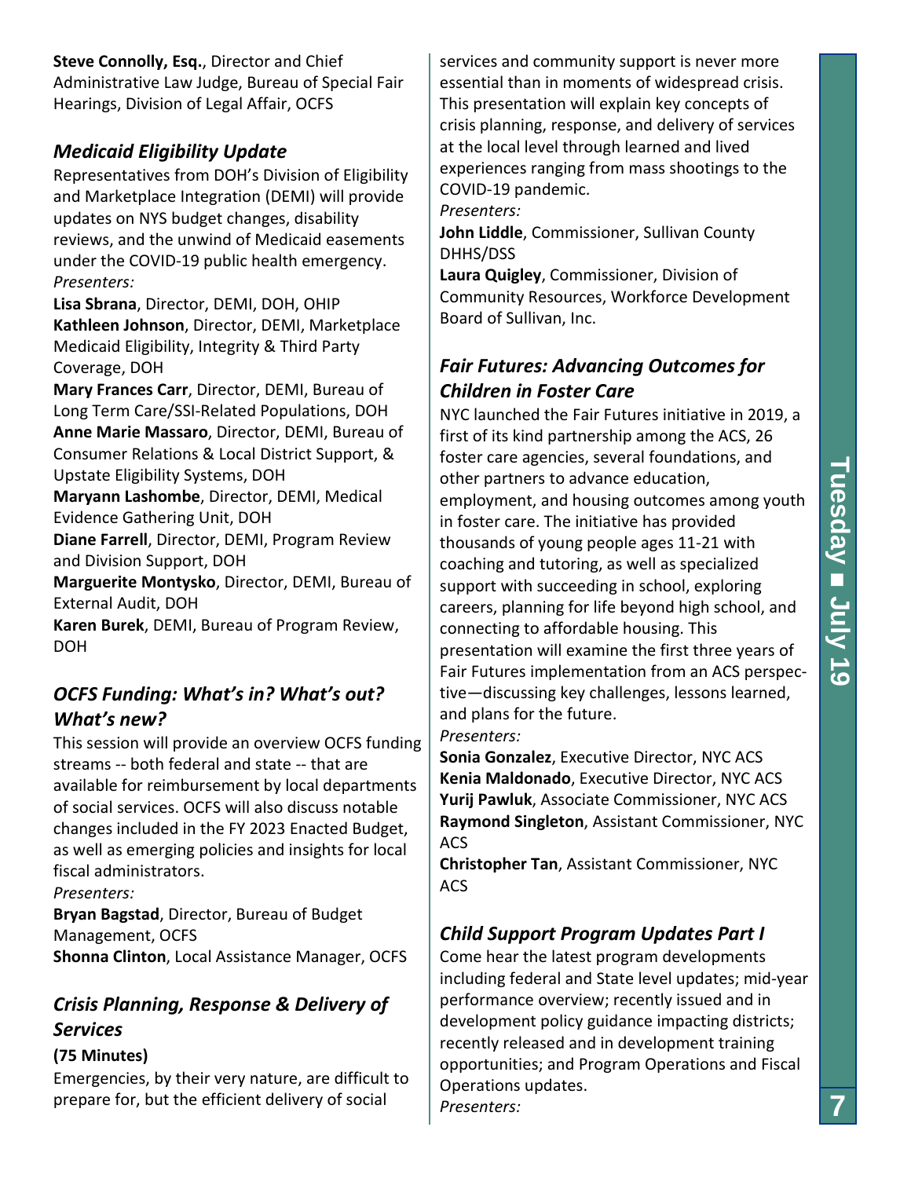**Steve Connolly, Esq.**, Director and Chief Administrative Law Judge, Bureau of Special Fair Hearings, Division of Legal Affair, OCFS

### *Medicaid Eligibility Update*

Representatives from DOH's Division of Eligibility and Marketplace Integration (DEMI) will provide updates on NYS budget changes, disability reviews, and the unwind of Medicaid easements under the COVID-19 public health emergency.

*Presenters:*

**Lisa Sbrana**, Director, DEMI, DOH, OHIP
**Kathleen Johnson**, Director, DEMI, Marketplace Medicaid Eligibility, Integrity & Third Party Coverage, DOH
**Mary Frances Carr**, Director, DEMI, Bureau of Long Term Care/SSI-Related Populations, DOH
**Anne Marie Massaro**, Director, DEMI, Bureau of Consumer Relations & Local District Support, & Upstate Eligibility Systems, DOH
**Maryann Lashombe**, Director, DEMI, Medical Evidence Gathering Unit, DOH
**Diane Farrell**, Director, DEMI, Program Review and Division Support, DOH
**Marguerite Montysko**, Director, DEMI, Bureau of External Audit, DOH
**Karen Burek**, DEMI, Bureau of Program Review, DOH

### *OCFS Funding: What's in? What's out? What's new?*

This session will provide an overview OCFS funding streams -- both federal and state -- that are available for reimbursement by local departments of social services. OCFS will also discuss notable changes included in the FY 2023 Enacted Budget, as well as emerging policies and insights for local fiscal administrators.

*Presenters:*

**Bryan Bagstad**, Director, Bureau of Budget Management, OCFS
**Shonna Clinton**, Local Assistance Manager, OCFS

### *Crisis Planning, Response & Delivery of Services*

**(75 Minutes)**

Emergencies, by their very nature, are difficult to prepare for, but the efficient delivery of social services and community support is never more essential than in moments of widespread crisis. This presentation will explain key concepts of crisis planning, response, and delivery of services at the local level through learned and lived experiences ranging from mass shootings to the COVID-19 pandemic.

*Presenters:*

**John Liddle**, Commissioner, Sullivan County DHHS/DSS
**Laura Quigley**, Commissioner, Division of Community Resources, Workforce Development Board of Sullivan, Inc.

### *Fair Futures: Advancing Outcomes for Children in Foster Care*

NYC launched the Fair Futures initiative in 2019, a first of its kind partnership among the ACS, 26 foster care agencies, several foundations, and other partners to advance education, employment, and housing outcomes among youth in foster care. The initiative has provided thousands of young people ages 11-21 with coaching and tutoring, as well as specialized support with succeeding in school, exploring careers, planning for life beyond high school, and connecting to affordable housing. This presentation will examine the first three years of Fair Futures implementation from an ACS perspective—discussing key challenges, lessons learned, and plans for the future.

*Presenters:*

**Sonia Gonzalez**, Executive Director, NYC ACS
**Kenia Maldonado**, Executive Director, NYC ACS
**Yurij Pawluk**, Associate Commissioner, NYC ACS
**Raymond Singleton**, Assistant Commissioner, NYC ACS
**Christopher Tan**, Assistant Commissioner, NYC ACS

### *Child Support Program Updates Part I*

Come hear the latest program developments including federal and State level updates; mid-year performance overview; recently issued and in development policy guidance impacting districts; recently released and in development training opportunities; and Program Operations and Fiscal Operations updates.

*Presenters:*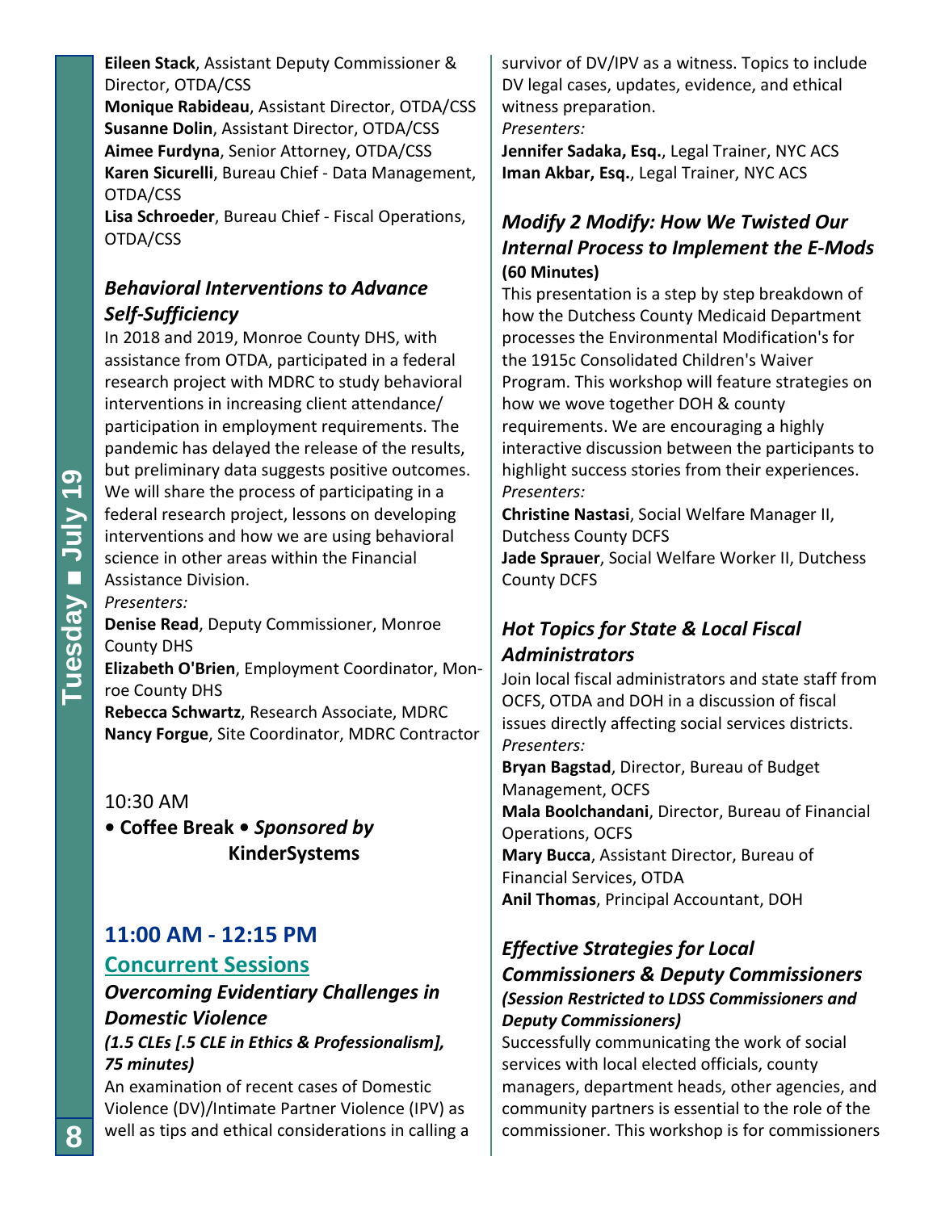**Eileen Stack**, Assistant Deputy Commissioner & Director, OTDA/CSS
**Monique Rabideau**, Assistant Director, OTDA/CSS
**Susanne Dolin**, Assistant Director, OTDA/CSS
**Aimee Furdyna**, Senior Attorney, OTDA/CSS
**Karen Sicurelli**, Bureau Chief - Data Management, OTDA/CSS
**Lisa Schroeder**, Bureau Chief - Fiscal Operations, OTDA/CSS

### *Behavioral Interventions to Advance Self-Sufficiency*

In 2018 and 2019, Monroe County DHS, with assistance from OTDA, participated in a federal research project with MDRC to study behavioral interventions in increasing client attendance/participation in employment requirements. The pandemic has delayed the release of the results, but preliminary data suggests positive outcomes. We will share the process of participating in a federal research project, lessons on developing interventions and how we are using behavioral science in other areas within the Financial Assistance Division.

*Presenters:*
**Denise Read**, Deputy Commissioner, Monroe County DHS
**Elizabeth O'Brien**, Employment Coordinator, Monroe County DHS
**Rebecca Schwartz**, Research Associate, MDRC
**Nancy Forgue**, Site Coordinator, MDRC Contractor

10:30 AM

• **Coffee Break** • ***Sponsored by* KinderSystems**

## 11:00 AM - 12:15 PM

### Concurrent Sessions

### *Overcoming Evidentiary Challenges in Domestic Violence*

***(1.5 CLEs [.5 CLE in Ethics & Professionalism], 75 minutes)***

An examination of recent cases of Domestic Violence (DV)/Intimate Partner Violence (IPV) as well as tips and ethical considerations in calling a survivor of DV/IPV as a witness. Topics to include DV legal cases, updates, evidence, and ethical witness preparation.

*Presenters:*
**Jennifer Sadaka, Esq.**, Legal Trainer, NYC ACS
**Iman Akbar, Esq.**, Legal Trainer, NYC ACS

### *Modify 2 Modify: How We Twisted Our Internal Process to Implement the E-Mods*

**(60 Minutes)**

This presentation is a step by step breakdown of how the Dutchess County Medicaid Department processes the Environmental Modification's for the 1915c Consolidated Children's Waiver Program. This workshop will feature strategies on how we wove together DOH & county requirements. We are encouraging a highly interactive discussion between the participants to highlight success stories from their experiences.

*Presenters:*
**Christine Nastasi**, Social Welfare Manager II, Dutchess County DCFS
**Jade Sprauer**, Social Welfare Worker II, Dutchess County DCFS

### *Hot Topics for State & Local Fiscal Administrators*

Join local fiscal administrators and state staff from OCFS, OTDA and DOH in a discussion of fiscal issues directly affecting social services districts.

*Presenters:*
**Bryan Bagstad**, Director, Bureau of Budget Management, OCFS
**Mala Boolchandani**, Director, Bureau of Financial Operations, OCFS
**Mary Bucca**, Assistant Director, Bureau of Financial Services, OTDA
**Anil Thomas**, Principal Accountant, DOH

### *Effective Strategies for Local Commissioners & Deputy Commissioners*

***(Session Restricted to LDSS Commissioners and Deputy Commissioners)***

Successfully communicating the work of social services with local elected officials, county managers, department heads, other agencies, and community partners is essential to the role of the commissioner. This workshop is for commissioners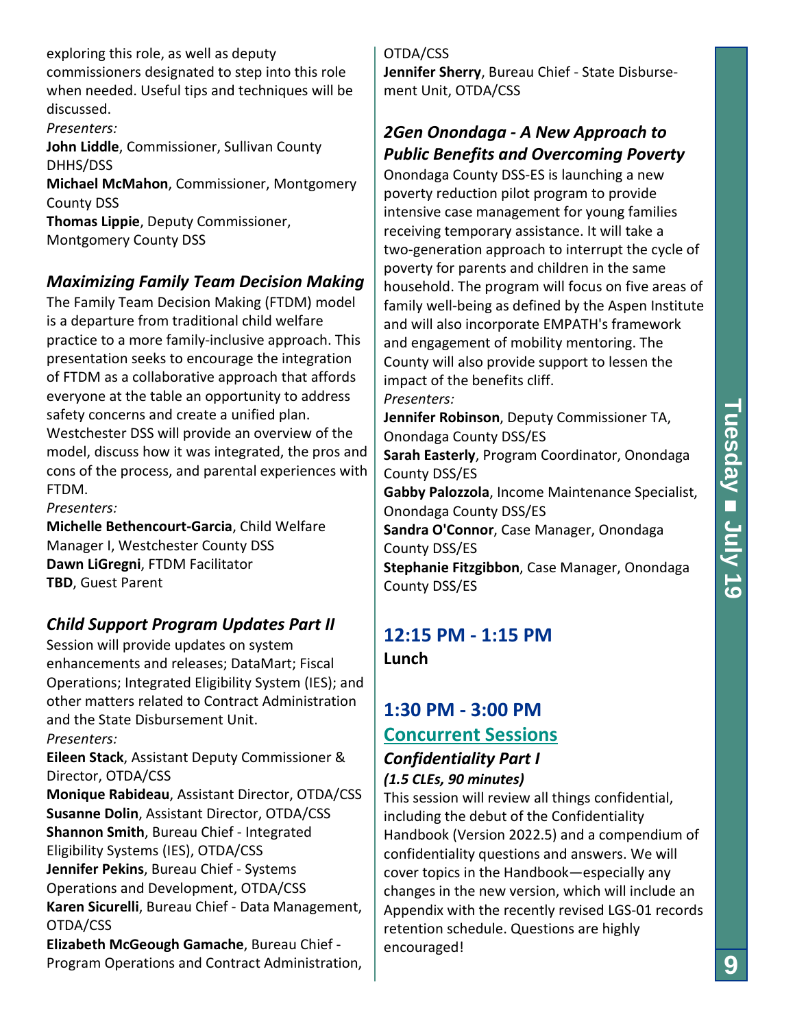exploring this role, as well as deputy commissioners designated to step into this role when needed. Useful tips and techniques will be discussed.

*Presenters:*

**John Liddle**, Commissioner, Sullivan County DHHS/DSS
**Michael McMahon**, Commissioner, Montgomery County DSS
**Thomas Lippie**, Deputy Commissioner, Montgomery County DSS

### *Maximizing Family Team Decision Making*

The Family Team Decision Making (FTDM) model is a departure from traditional child welfare practice to a more family-inclusive approach. This presentation seeks to encourage the integration of FTDM as a collaborative approach that affords everyone at the table an opportunity to address safety concerns and create a unified plan. Westchester DSS will provide an overview of the model, discuss how it was integrated, the pros and cons of the process, and parental experiences with FTDM.

*Presenters:*

**Michelle Bethencourt-Garcia**, Child Welfare Manager I, Westchester County DSS
**Dawn LiGregni**, FTDM Facilitator
**TBD**, Guest Parent

### *Child Support Program Updates Part II*

Session will provide updates on system enhancements and releases; DataMart; Fiscal Operations; Integrated Eligibility System (IES); and other matters related to Contract Administration and the State Disbursement Unit.

*Presenters:*

**Eileen Stack**, Assistant Deputy Commissioner & Director, OTDA/CSS
**Monique Rabideau**, Assistant Director, OTDA/CSS
**Susanne Dolin**, Assistant Director, OTDA/CSS
**Shannon Smith**, Bureau Chief - Integrated Eligibility Systems (IES), OTDA/CSS
**Jennifer Pekins**, Bureau Chief - Systems Operations and Development, OTDA/CSS
**Karen Sicurelli**, Bureau Chief - Data Management, OTDA/CSS
**Elizabeth McGeough Gamache**, Bureau Chief - Program Operations and Contract Administration, OTDA/CSS
**Jennifer Sherry**, Bureau Chief - State Disbursement Unit, OTDA/CSS

### *2Gen Onondaga - A New Approach to Public Benefits and Overcoming Poverty*

Onondaga County DSS-ES is launching a new poverty reduction pilot program to provide intensive case management for young families receiving temporary assistance. It will take a two-generation approach to interrupt the cycle of poverty for parents and children in the same household. The program will focus on five areas of family well-being as defined by the Aspen Institute and will also incorporate EMPATH's framework and engagement of mobility mentoring. The County will also provide support to lessen the impact of the benefits cliff.

*Presenters:*

**Jennifer Robinson**, Deputy Commissioner TA, Onondaga County DSS/ES
**Sarah Easterly**, Program Coordinator, Onondaga County DSS/ES
**Gabby Palozzola**, Income Maintenance Specialist, Onondaga County DSS/ES
**Sandra O'Connor**, Case Manager, Onondaga County DSS/ES
**Stephanie Fitzgibbon**, Case Manager, Onondaga County DSS/ES

## 12:15 PM - 1:15 PM

**Lunch**

## 1:30 PM - 3:00 PM

## Concurrent Sessions

### *Confidentiality Part I*

***(1.5 CLEs, 90 minutes)***

This session will review all things confidential, including the debut of the Confidentiality Handbook (Version 2022.5) and a compendium of confidentiality questions and answers. We will cover topics in the Handbook—especially any changes in the new version, which will include an Appendix with the recently revised LGS-01 records retention schedule. Questions are highly encouraged!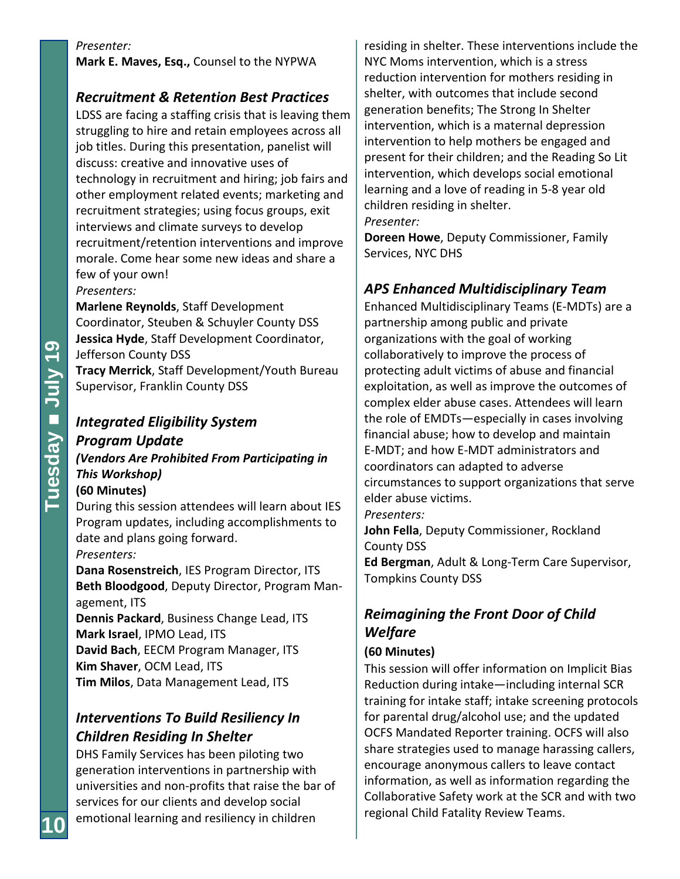*Presenter:*
**Mark E. Maves, Esq.,** Counsel to the NYPWA

### *Recruitment & Retention Best Practices*

LDSS are facing a staffing crisis that is leaving them struggling to hire and retain employees across all job titles. During this presentation, panelist will discuss: creative and innovative uses of technology in recruitment and hiring; job fairs and other employment related events; marketing and recruitment strategies; using focus groups, exit interviews and climate surveys to develop recruitment/retention interventions and improve morale. Come hear some new ideas and share a few of your own!

*Presenters:*
**Marlene Reynolds**, Staff Development Coordinator, Steuben & Schuyler County DSS
**Jessica Hyde**, Staff Development Coordinator, Jefferson County DSS
**Tracy Merrick**, Staff Development/Youth Bureau Supervisor, Franklin County DSS

### *Integrated Eligibility System Program Update*

***(Vendors Are Prohibited From Participating in This Workshop)***
**(60 Minutes)**

During this session attendees will learn about IES Program updates, including accomplishments to date and plans going forward.

*Presenters:*
**Dana Rosenstreich**, IES Program Director, ITS
**Beth Bloodgood**, Deputy Director, Program Management, ITS
**Dennis Packard**, Business Change Lead, ITS
**Mark Israel**, IPMO Lead, ITS
**David Bach**, EECM Program Manager, ITS
**Kim Shaver**, OCM Lead, ITS
**Tim Milos**, Data Management Lead, ITS

### *Interventions To Build Resiliency In Children Residing In Shelter*

DHS Family Services has been piloting two generation interventions in partnership with universities and non-profits that raise the bar of services for our clients and develop social emotional learning and resiliency in children residing in shelter. These interventions include the NYC Moms intervention, which is a stress reduction intervention for mothers residing in shelter, with outcomes that include second generation benefits; The Strong In Shelter intervention, which is a maternal depression intervention to help mothers be engaged and present for their children; and the Reading So Lit intervention, which develops social emotional learning and a love of reading in 5-8 year old children residing in shelter.

*Presenter:*
**Doreen Howe**, Deputy Commissioner, Family Services, NYC DHS

### *APS Enhanced Multidisciplinary Team*

Enhanced Multidisciplinary Teams (E-MDTs) are a partnership among public and private organizations with the goal of working collaboratively to improve the process of protecting adult victims of abuse and financial exploitation, as well as improve the outcomes of complex elder abuse cases. Attendees will learn the role of EMDTs—especially in cases involving financial abuse; how to develop and maintain E-MDT; and how E-MDT administrators and coordinators can adapted to adverse circumstances to support organizations that serve elder abuse victims.

*Presenters:*
**John Fella**, Deputy Commissioner, Rockland County DSS
**Ed Bergman**, Adult & Long-Term Care Supervisor, Tompkins County DSS

### *Reimagining the Front Door of Child Welfare*

**(60 Minutes)**

This session will offer information on Implicit Bias Reduction during intake—including internal SCR training for intake staff; intake screening protocols for parental drug/alcohol use; and the updated OCFS Mandated Reporter training. OCFS will also share strategies used to manage harassing callers, encourage anonymous callers to leave contact information, as well as information regarding the Collaborative Safety work at the SCR and with two regional Child Fatality Review Teams.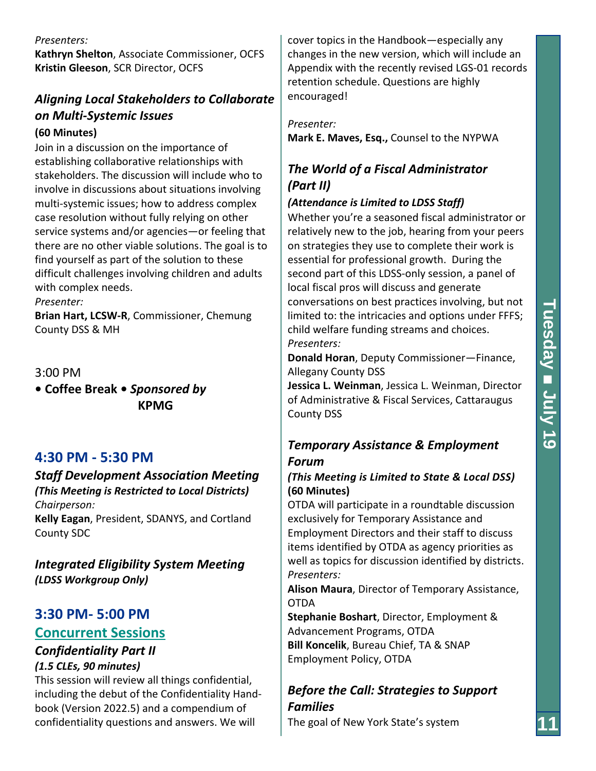*Presenters:*
**Kathryn Shelton**, Associate Commissioner, OCFS
**Kristin Gleeson**, SCR Director, OCFS

### *Aligning Local Stakeholders to Collaborate on Multi-Systemic Issues*

**(60 Minutes)**

Join in a discussion on the importance of establishing collaborative relationships with stakeholders. The discussion will include who to involve in discussions about situations involving multi-systemic issues; how to address complex case resolution without fully relying on other service systems and/or agencies—or feeling that there are no other viable solutions. The goal is to find yourself as part of the solution to these difficult challenges involving children and adults with complex needs.

*Presenter:*
**Brian Hart, LCSW-R**, Commissioner, Chemung County DSS & MH

3:00 PM

**• Coffee Break •** ***Sponsored by*** **KPMG**

## 4:30 PM - 5:30 PM

### *Staff Development Association Meeting*

***(This Meeting is Restricted to Local Districts)***

*Chairperson:*
**Kelly Eagan**, President, SDANYS, and Cortland County SDC

### *Integrated Eligibility System Meeting*

***(LDSS Workgroup Only)***

## 3:30 PM- 5:00 PM

## Concurrent Sessions

### *Confidentiality Part II*

***(1.5 CLEs, 90 minutes)***

This session will review all things confidential, including the debut of the Confidentiality Handbook (Version 2022.5) and a compendium of confidentiality questions and answers. We will cover topics in the Handbook—especially any changes in the new version, which will include an Appendix with the recently revised LGS-01 records retention schedule. Questions are highly encouraged!

*Presenter:*
**Mark E. Maves, Esq.,** Counsel to the NYPWA

### *The World of a Fiscal Administrator (Part II)*

***(Attendance is Limited to LDSS Staff)***

Whether you're a seasoned fiscal administrator or relatively new to the job, hearing from your peers on strategies they use to complete their work is essential for professional growth. During the second part of this LDSS-only session, a panel of local fiscal pros will discuss and generate conversations on best practices involving, but not limited to: the intricacies and options under FFFS; child welfare funding streams and choices.

*Presenters:*
**Donald Horan**, Deputy Commissioner—Finance, Allegany County DSS
**Jessica L. Weinman**, Jessica L. Weinman, Director of Administrative & Fiscal Services, Cattaraugus County DSS

### *Temporary Assistance & Employment Forum*

***(This Meeting is Limited to State & Local DSS)***
**(60 Minutes)**

OTDA will participate in a roundtable discussion exclusively for Temporary Assistance and Employment Directors and their staff to discuss items identified by OTDA as agency priorities as well as topics for discussion identified by districts.

*Presenters:*
**Alison Maura**, Director of Temporary Assistance, OTDA
**Stephanie Boshart**, Director, Employment & Advancement Programs, OTDA
**Bill Koncelik**, Bureau Chief, TA & SNAP Employment Policy, OTDA

### *Before the Call: Strategies to Support Families*

The goal of New York State's system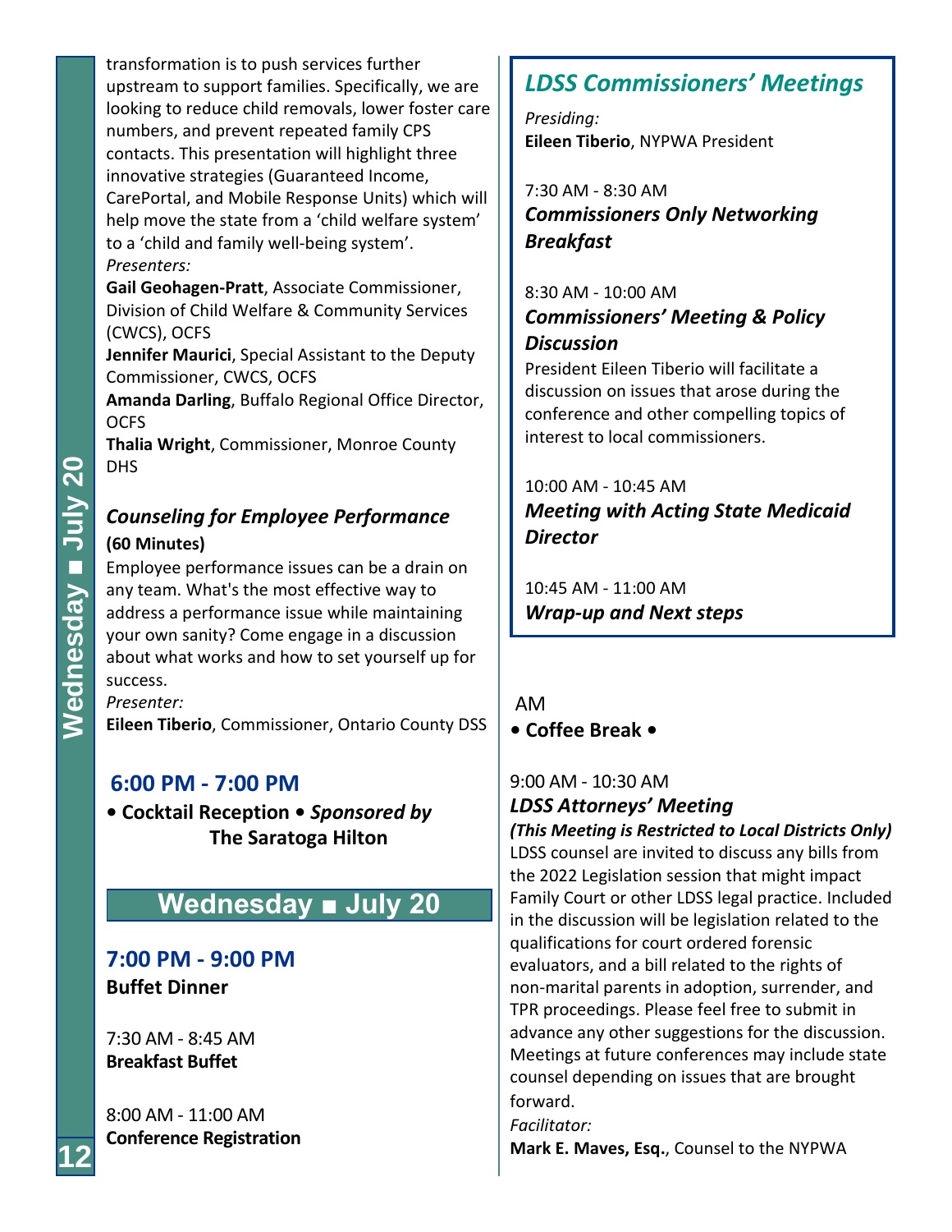transformation is to push services further upstream to support families. Specifically, we are looking to reduce child removals, lower foster care numbers, and prevent repeated family CPS contacts. This presentation will highlight three innovative strategies (Guaranteed Income, CarePortal, and Mobile Response Units) which will help move the state from a 'child welfare system' to a 'child and family well-being system'.

*Presenters:*

**Gail Geohagen-Pratt**, Associate Commissioner, Division of Child Welfare & Community Services (CWCS), OCFS
**Jennifer Maurici**, Special Assistant to the Deputy Commissioner, CWCS, OCFS
**Amanda Darling**, Buffalo Regional Office Director, OCFS
**Thalia Wright**, Commissioner, Monroe County DHS

### *Counseling for Employee Performance*

**(60 Minutes)**

Employee performance issues can be a drain on any team. What's the most effective way to address a performance issue while maintaining your own sanity? Come engage in a discussion about what works and how to set yourself up for success.

*Presenter:*

**Eileen Tiberio**, Commissioner, Ontario County DSS

### 6:00 PM - 7:00 PM

**• Cocktail Reception •** ***Sponsored by* The Saratoga Hilton**

## Wednesday ■ July 20

### 7:00 PM - 9:00 PM

**Buffet Dinner**

7:30 AM - 8:45 AM
**Breakfast Buffet**

8:00 AM - 11:00 AM
**Conference Registration**

## *LDSS Commissioners' Meetings*

*Presiding:*
**Eileen Tiberio**, NYPWA President

7:30 AM - 8:30 AM
***Commissioners Only Networking Breakfast***

8:30 AM - 10:00 AM
***Commissioners' Meeting & Policy Discussion***

President Eileen Tiberio will facilitate a discussion on issues that arose during the conference and other compelling topics of interest to local commissioners.

10:00 AM - 10:45 AM
***Meeting with Acting State Medicaid Director***

10:45 AM - 11:00 AM
***Wrap-up and Next steps***

AM
**• Coffee Break •**

9:00 AM - 10:30 AM
***LDSS Attorneys' Meeting***
***(This Meeting is Restricted to Local Districts Only)***

LDSS counsel are invited to discuss any bills from the 2022 Legislation session that might impact Family Court or other LDSS legal practice. Included in the discussion will be legislation related to the qualifications for court ordered forensic evaluators, and a bill related to the rights of non-marital parents in adoption, surrender, and TPR proceedings. Please feel free to submit in advance any other suggestions for the discussion. Meetings at future conferences may include state counsel depending on issues that are brought forward.

*Facilitator:*
**Mark E. Maves, Esq.**, Counsel to the NYPWA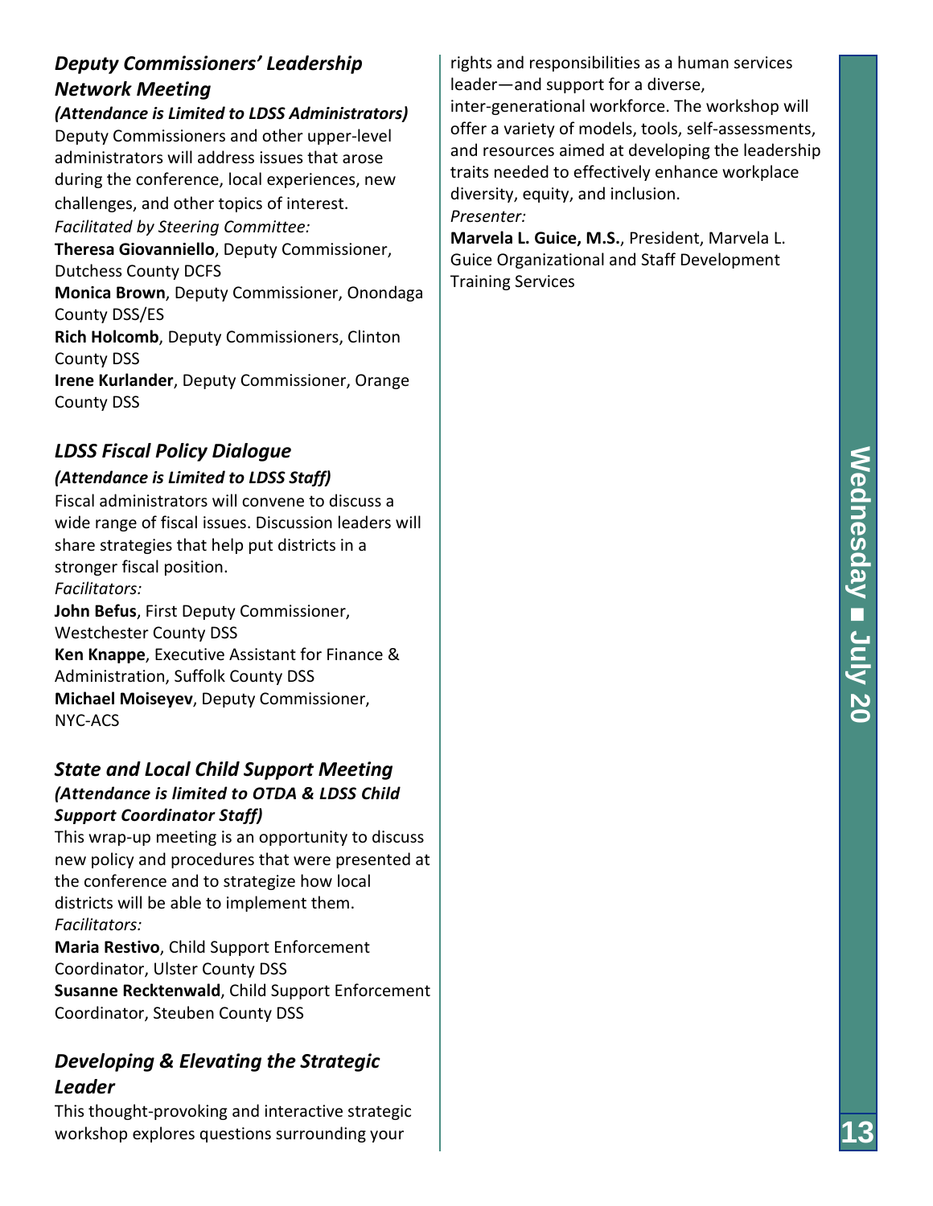## *Deputy Commissioners' Leadership Network Meeting*

***(Attendance is Limited to LDSS Administrators)***

Deputy Commissioners and other upper-level administrators will address issues that arose during the conference, local experiences, new challenges, and other topics of interest.

*Facilitated by Steering Committee:*

**Theresa Giovanniello**, Deputy Commissioner, Dutchess County DCFS
**Monica Brown**, Deputy Commissioner, Onondaga County DSS/ES
**Rich Holcomb**, Deputy Commissioners, Clinton County DSS
**Irene Kurlander**, Deputy Commissioner, Orange County DSS

## *LDSS Fiscal Policy Dialogue*

***(Attendance is Limited to LDSS Staff)***

Fiscal administrators will convene to discuss a wide range of fiscal issues. Discussion leaders will share strategies that help put districts in a stronger fiscal position.

*Facilitators:*

**John Befus**, First Deputy Commissioner, Westchester County DSS
**Ken Knappe**, Executive Assistant for Finance & Administration, Suffolk County DSS
**Michael Moiseyev**, Deputy Commissioner, NYC-ACS

## *State and Local Child Support Meeting*

***(Attendance is limited to OTDA & LDSS Child Support Coordinator Staff)***

This wrap-up meeting is an opportunity to discuss new policy and procedures that were presented at the conference and to strategize how local districts will be able to implement them.

*Facilitators:*

**Maria Restivo**, Child Support Enforcement Coordinator, Ulster County DSS
**Susanne Recktenwald**, Child Support Enforcement Coordinator, Steuben County DSS

## *Developing & Elevating the Strategic Leader*

This thought-provoking and interactive strategic workshop explores questions surrounding your rights and responsibilities as a human services leader—and support for a diverse, inter-generational workforce. The workshop will offer a variety of models, tools, self-assessments, and resources aimed at developing the leadership traits needed to effectively enhance workplace diversity, equity, and inclusion.

*Presenter:*

**Marvela L. Guice, M.S.**, President, Marvela L. Guice Organizational and Staff Development Training Services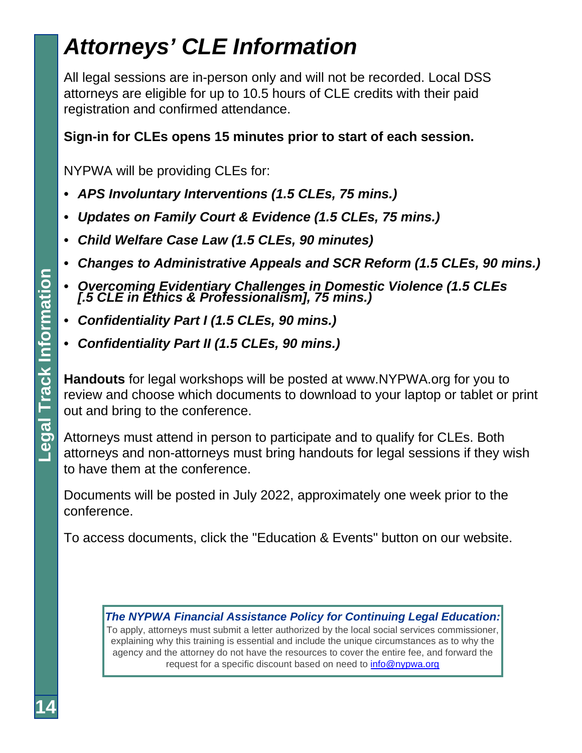# *Attorneys' CLE Information*

All legal sessions are in-person only and will not be recorded. Local DSS attorneys are eligible for up to 10.5 hours of CLE credits with their paid registration and confirmed attendance.

**Sign-in for CLEs opens 15 minutes prior to start of each session.**

NYPWA will be providing CLEs for:

- ***APS Involuntary Interventions (1.5 CLEs, 75 mins.)***
- ***Updates on Family Court & Evidence (1.5 CLEs, 75 mins.)***
- ***Child Welfare Case Law (1.5 CLEs, 90 minutes)***
- ***Changes to Administrative Appeals and SCR Reform (1.5 CLEs, 90 mins.)***
- ***Overcoming Evidentiary Challenges in Domestic Violence (1.5 CLEs [.5 CLE in Ethics & Professionalism], 75 mins.)***
- ***Confidentiality Part I (1.5 CLEs, 90 mins.)***
- ***Confidentiality Part II (1.5 CLEs, 90 mins.)***

**Handouts** for legal workshops will be posted at www.NYPWA.org for you to review and choose which documents to download to your laptop or tablet or print out and bring to the conference.

Attorneys must attend in person to participate and to qualify for CLEs. Both attorneys and non-attorneys must bring handouts for legal sessions if they wish to have them at the conference.

Documents will be posted in July 2022, approximately one week prior to the conference.

To access documents, click the "Education & Events" button on our website.

***The NYPWA Financial Assistance Policy for Continuing Legal Education:***
To apply, attorneys must submit a letter authorized by the local social services commissioner, explaining why this training is essential and include the unique circumstances as to why the agency and the attorney do not have the resources to cover the entire fee, and forward the request for a specific discount based on need to info@nypwa.org

Legal Track Information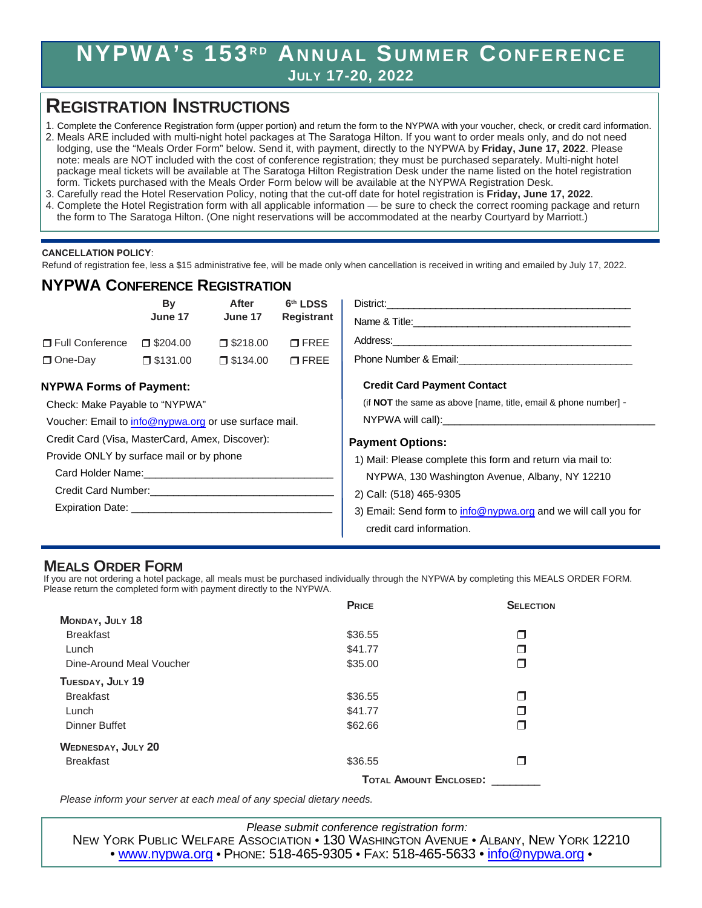# NYPWA's 153rd Annual Summer Conference

**July 17-20, 2022**

## Registration Instructions

1. Complete the Conference Registration form (upper portion) and return the form to the NYPWA with your voucher, check, or credit card information.
2. Meals ARE included with multi-night hotel packages at The Saratoga Hilton. If you want to order meals only, and do not need lodging, use the "Meals Order Form" below. Send it, with payment, directly to the NYPWA by **Friday, June 17, 2022**. Please note: meals are NOT included with the cost of conference registration; they must be purchased separately. Multi-night hotel package meal tickets will be available at The Saratoga Hilton Registration Desk under the name listed on the hotel registration form. Tickets purchased with the Meals Order Form below will be available at the NYPWA Registration Desk.
3. Carefully read the Hotel Reservation Policy, noting that the cut-off date for hotel registration is **Friday, June 17, 2022**.
4. Complete the Hotel Registration form with all applicable information — be sure to check the correct rooming package and return the form to The Saratoga Hilton. (One night reservations will be accommodated at the nearby Courtyard by Marriott.)

**CANCELLATION POLICY**:
Refund of registration fee, less a $15 administrative fee, will be made only when cancellation is received in writing and emailed by July 17, 2022.

## NYPWA Conference Registration

| | By June 17 | After June 17 | 6th LDSS Registrant |
|---|---|---|---|
| ❒ Full Conference | ❒ $204.00 | ❒ $218.00 | ❒ FREE |
| ❒ One-Day | ❒ $131.00 | ❒ $134.00 | ❒ FREE |

District:\_\_\_\_\_\_\_\_\_\_\_\_\_\_\_\_\_\_\_\_\_\_\_\_\_\_\_\_\_\_\_\_\_\_\_\_\_\_\_\_

Name & Title:\_\_\_\_\_\_\_\_\_\_\_\_\_\_\_\_\_\_\_\_\_\_\_\_\_\_\_\_\_\_\_\_\_\_\_\_\_\_

Address:\_\_\_\_\_\_\_\_\_\_\_\_\_\_\_\_\_\_\_\_\_\_\_\_\_\_\_\_\_\_\_\_\_\_\_\_\_\_\_\_\_\_

Phone Number & Email:\_\_\_\_\_\_\_\_\_\_\_\_\_\_\_\_\_\_\_\_\_\_\_\_\_\_\_\_\_\_

**NYPWA Forms of Payment:**

Check: Make Payable to "NYPWA"

Voucher: Email to info@nypwa.org or use surface mail.

Credit Card (Visa, MasterCard, Amex, Discover):

Provide ONLY by surface mail or by phone

Card Holder Name:\_\_\_\_\_\_\_\_\_\_\_\_\_\_\_\_\_\_\_\_\_\_\_\_\_\_\_\_\_\_\_\_

Credit Card Number:\_\_\_\_\_\_\_\_\_\_\_\_\_\_\_\_\_\_\_\_\_\_\_\_\_\_\_\_\_\_\_

Expiration Date: \_\_\_\_\_\_\_\_\_\_\_\_\_\_\_\_\_\_\_\_\_\_\_\_\_\_\_\_\_\_\_\_\_\_

**Credit Card Payment Contact**

(if **NOT** the same as above [name, title, email & phone number] - NYPWA will call):\_\_\_\_\_\_\_\_\_\_\_\_\_\_\_\_\_\_\_\_\_\_\_\_\_\_\_\_\_\_\_\_\_\_\_\_

**Payment Options:**

1) Mail: Please complete this form and return via mail to: NYPWA, 130 Washington Avenue, Albany, NY 12210
2) Call: (518) 465-9305
3) Email: Send form to info@nypwa.org and we will call you for credit card information.

## Meals Order Form

If you are not ordering a hotel package, all meals must be purchased individually through the NYPWA by completing this MEALS ORDER FORM. Please return the completed form with payment directly to the NYPWA.

| | Price | Selection |
|---|---|---|
| **Monday, July 18** | | |
| Breakfast | $36.55 | ❒ |
| Lunch | $41.77 | ❒ |
| Dine-Around Meal Voucher | $35.00 | ❒ |
| **Tuesday, July 19** | | |
| Breakfast | $36.55 | ❒ |
| Lunch | $41.77 | ❒ |
| Dinner Buffet | $62.66 | ❒ |
| **Wednesday, July 20** | | |
| Breakfast | $36.55 | ❒ |
| | **Total Amount Enclosed:** | \_\_\_\_\_\_\_\_ |

*Please inform your server at each meal of any special dietary needs.*

*Please submit conference registration form:*

New York Public Welfare Association • 130 Washington Avenue • Albany, New York 12210 • www.nypwa.org • Phone: 518-465-9305 • Fax: 518-465-5633 • info@nypwa.org •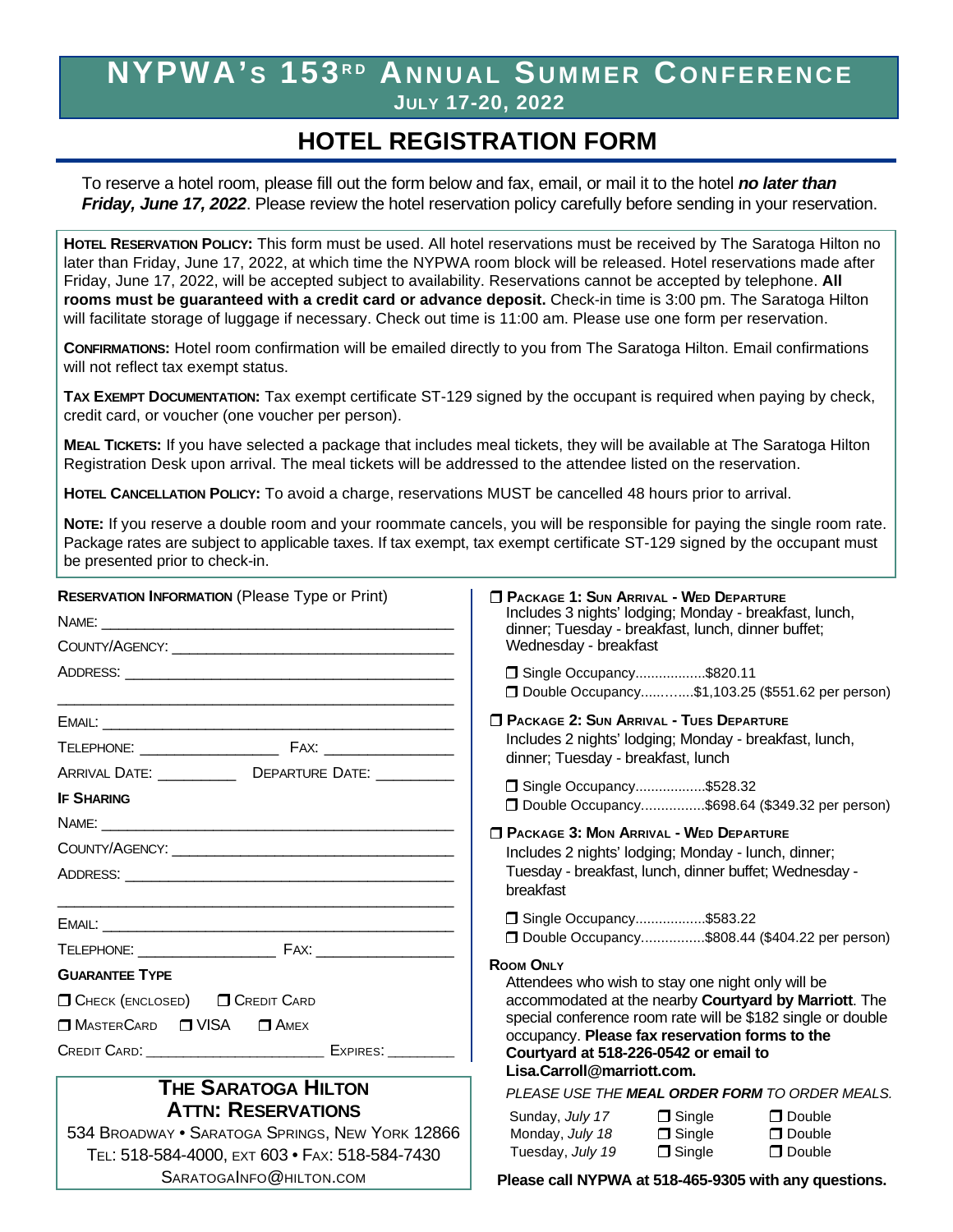# NYPWA's 153RD Annual Summer Conference

**July 17-20, 2022**

## HOTEL REGISTRATION FORM

To reserve a hotel room, please fill out the form below and fax, email, or mail it to the hotel ***no later than Friday, June 17, 2022***. Please review the hotel reservation policy carefully before sending in your reservation.

**Hotel Reservation Policy:** This form must be used. All hotel reservations must be received by The Saratoga Hilton no later than Friday, June 17, 2022, at which time the NYPWA room block will be released. Hotel reservations made after Friday, June 17, 2022, will be accepted subject to availability. Reservations cannot be accepted by telephone. **All rooms must be guaranteed with a credit card or advance deposit.** Check-in time is 3:00 pm. The Saratoga Hilton will facilitate storage of luggage if necessary. Check out time is 11:00 am. Please use one form per reservation.

**Confirmations:** Hotel room confirmation will be emailed directly to you from The Saratoga Hilton. Email confirmations will not reflect tax exempt status.

**Tax Exempt Documentation:** Tax exempt certificate ST-129 signed by the occupant is required when paying by check, credit card, or voucher (one voucher per person).

**Meal Tickets:** If you have selected a package that includes meal tickets, they will be available at The Saratoga Hilton Registration Desk upon arrival. The meal tickets will be addressed to the attendee listed on the reservation.

**Hotel Cancellation Policy:** To avoid a charge, reservations MUST be cancelled 48 hours prior to arrival.

**Note:** If you reserve a double room and your roommate cancels, you will be responsible for paying the single room rate. Package rates are subject to applicable taxes. If tax exempt, tax exempt certificate ST-129 signed by the occupant must be presented prior to check-in.

**Reservation Information** (Please Type or Print)

Name: ______________________________

County/Agency: ______________________________

Address: ______________________________

______________________________

Email: ______________________________

Telephone: ______________ Fax: ______________

Arrival Date: ________ Departure Date: ________

**If Sharing**

Name: ______________________________

County/Agency: ______________________________

Address: ______________________________

______________________________

Email: ______________________________

Telephone: ______________ Fax: ______________

**Guarantee Type**

❒ Check (enclosed) ❒ Credit Card

❒ MasterCard ❒ VISA ❒ Amex

Credit Card: ____________________ Expires: ________

**The Saratoga Hilton**
**Attn: Reservations**
534 Broadway • Saratoga Springs, New York 12866
Tel: 518-584-4000, ext 603 • Fax: 518-584-7430
SaratogaInfo@hilton.com

❒ **Package 1: Sun Arrival - Wed Departure**
Includes 3 nights' lodging; Monday - breakfast, lunch, dinner; Tuesday - breakfast, lunch, dinner buffet; Wednesday - breakfast

- ❒ Single Occupancy..................$820.11
- ❒ Double Occupancy.........$1,103.25 ($551.62 per person)

❒ **Package 2: Sun Arrival - Tues Departure**
Includes 2 nights' lodging; Monday - breakfast, lunch, dinner; Tuesday - breakfast, lunch

- ❒ Single Occupancy..................$528.32
- ❒ Double Occupancy................$698.64 ($349.32 per person)

❒ **Package 3: Mon Arrival - Wed Departure**
Includes 2 nights' lodging; Monday - lunch, dinner; Tuesday - breakfast, lunch, dinner buffet; Wednesday - breakfast

- ❒ Single Occupancy..................$583.22
- ❒ Double Occupancy................$808.44 ($404.22 per person)

**Room Only**
Attendees who wish to stay one night only will be accommodated at the nearby **Courtyard by Marriott**. The special conference room rate will be $182 single or double occupancy. **Please fax reservation forms to the Courtyard at 518-226-0542 or email to Lisa.Carroll@marriott.com.**

*PLEASE USE THE **MEAL ORDER FORM** TO ORDER MEALS.*

| | | |
|---|---|---|
| Sunday, *July 17* | ❒ Single | ❒ Double |
| Monday, *July 18* | ❒ Single | ❒ Double |
| Tuesday, *July 19* | ❒ Single | ❒ Double |

**Please call NYPWA at 518-465-9305 with any questions.**